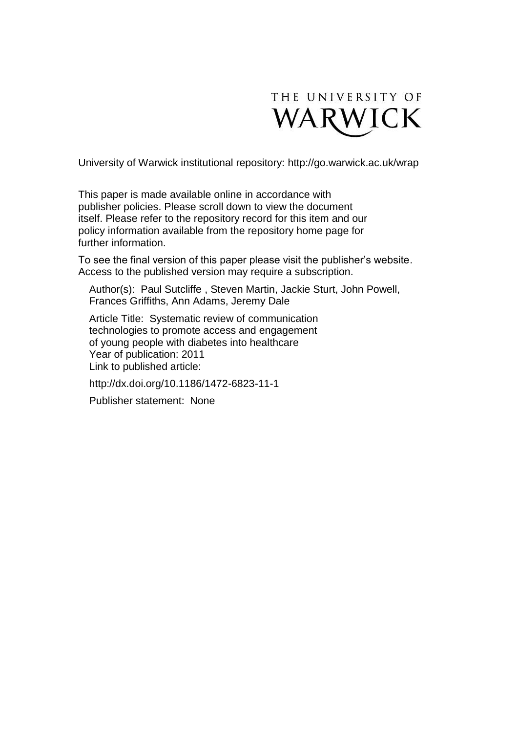THE UNIVERSITY OF WARWICK

University of Warwick institutional repository: http://go.warwick.ac.uk/wrap

This paper is made available online in accordance with publisher policies. Please scroll down to view the document itself. Please refer to the repository record for this item and our policy information available from the repository home page for further information.

To see the final version of this paper please visit the publisher's website. Access to the published version may require a subscription.

Author(s): Paul Sutcliffe , Steven Martin, Jackie Sturt, John Powell, Frances Griffiths, Ann Adams, Jeremy Dale

Article Title: Systematic review of communication technologies to promote access and engagement of young people with diabetes into healthcare
Year of publication: 2011
Link to published article:

http://dx.doi.org/10.1186/1472-6823-11-1

Publisher statement: None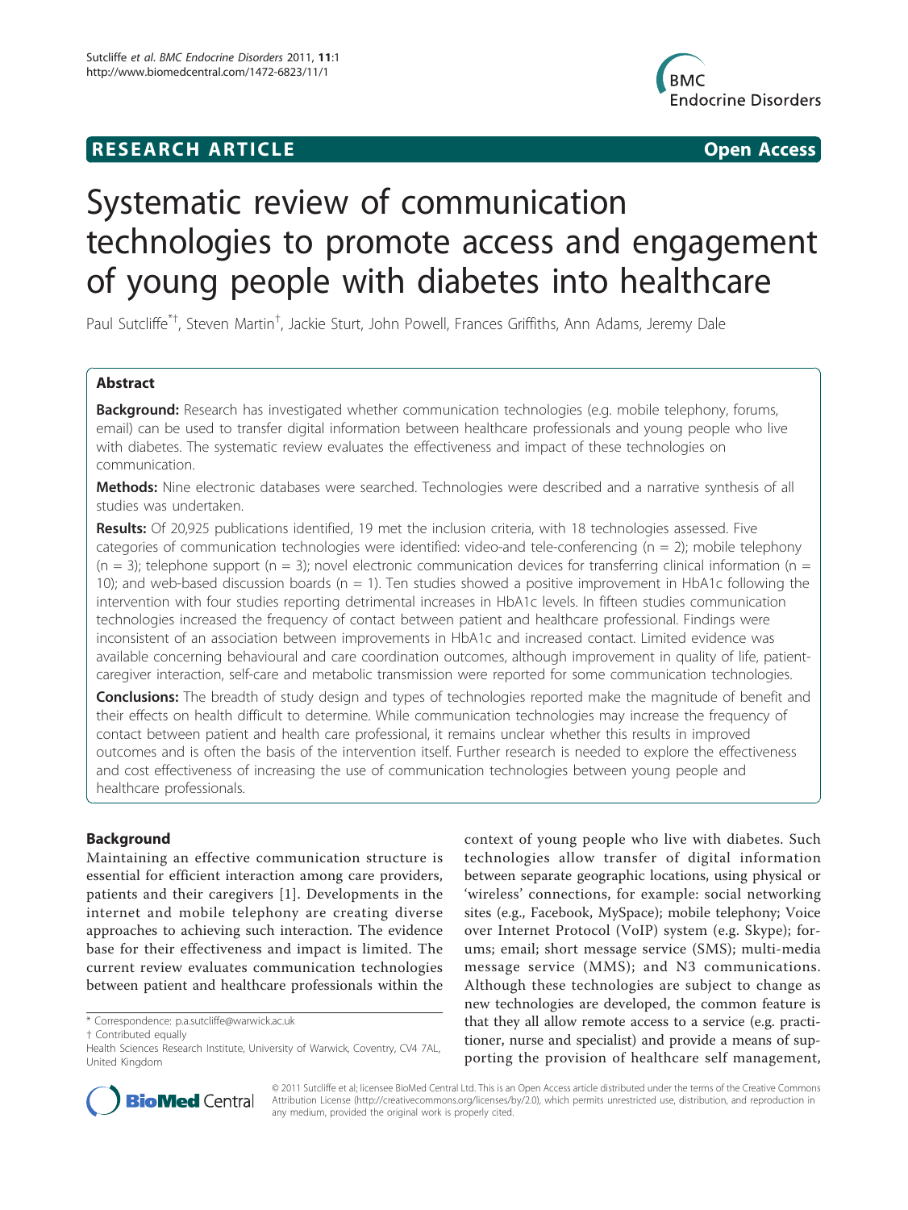# Systematic review of communication technologies to promote access and engagement of young people with diabetes into healthcare

Paul Sutcliffe[*†], Steven Martin[†], Jackie Sturt, John Powell, Frances Griffiths, Ann Adams, Jeremy Dale

## Abstract

**Background:** Research has investigated whether communication technologies (e.g. mobile telephony, forums, email) can be used to transfer digital information between healthcare professionals and young people who live with diabetes. The systematic review evaluates the effectiveness and impact of these technologies on communication.

**Methods:** Nine electronic databases were searched. Technologies were described and a narrative synthesis of all studies was undertaken.

**Results:** Of 20,925 publications identified, 19 met the inclusion criteria, with 18 technologies assessed. Five categories of communication technologies were identified: video-and tele-conferencing (n = 2); mobile telephony (n = 3); telephone support (n = 3); novel electronic communication devices for transferring clinical information (n = 10); and web-based discussion boards (n = 1). Ten studies showed a positive improvement in HbA1c following the intervention with four studies reporting detrimental increases in HbA1c levels. In fifteen studies communication technologies increased the frequency of contact between patient and healthcare professional. Findings were inconsistent of an association between improvements in HbA1c and increased contact. Limited evidence was available concerning behavioural and care coordination outcomes, although improvement in quality of life, patient-caregiver interaction, self-care and metabolic transmission were reported for some communication technologies.

**Conclusions:** The breadth of study design and types of technologies reported make the magnitude of benefit and their effects on health difficult to determine. While communication technologies may increase the frequency of contact between patient and health care professional, it remains unclear whether this results in improved outcomes and is often the basis of the intervention itself. Further research is needed to explore the effectiveness and cost effectiveness of increasing the use of communication technologies between young people and healthcare professionals.

## Background

Maintaining an effective communication structure is essential for efficient interaction among care providers, patients and their caregivers [1]. Developments in the internet and mobile telephony are creating diverse approaches to achieving such interaction. The evidence base for their effectiveness and impact is limited. The current review evaluates communication technologies between patient and healthcare professionals within the context of young people who live with diabetes. Such technologies allow transfer of digital information between separate geographic locations, using physical or 'wireless' connections, for example: social networking sites (e.g., Facebook, MySpace); mobile telephony; Voice over Internet Protocol (VoIP) system (e.g. Skype); forums; email; short message service (SMS); multi-media message service (MMS); and N3 communications. Although these technologies are subject to change as new technologies are developed, the common feature is that they all allow remote access to a service (e.g. practitioner, nurse and specialist) and provide a means of supporting the provision of healthcare self management,

\* Correspondence: p.a.sutcliffe@warwick.ac.uk

† Contributed equally

Health Sciences Research Institute, University of Warwick, Coventry, CV4 7AL, United Kingdom

© 2011 Sutcliffe et al; licensee BioMed Central Ltd. This is an Open Access article distributed under the terms of the Creative Commons Attribution License (http://creativecommons.org/licenses/by/2.0), which permits unrestricted use, distribution, and reproduction in any medium, provided the original work is properly cited.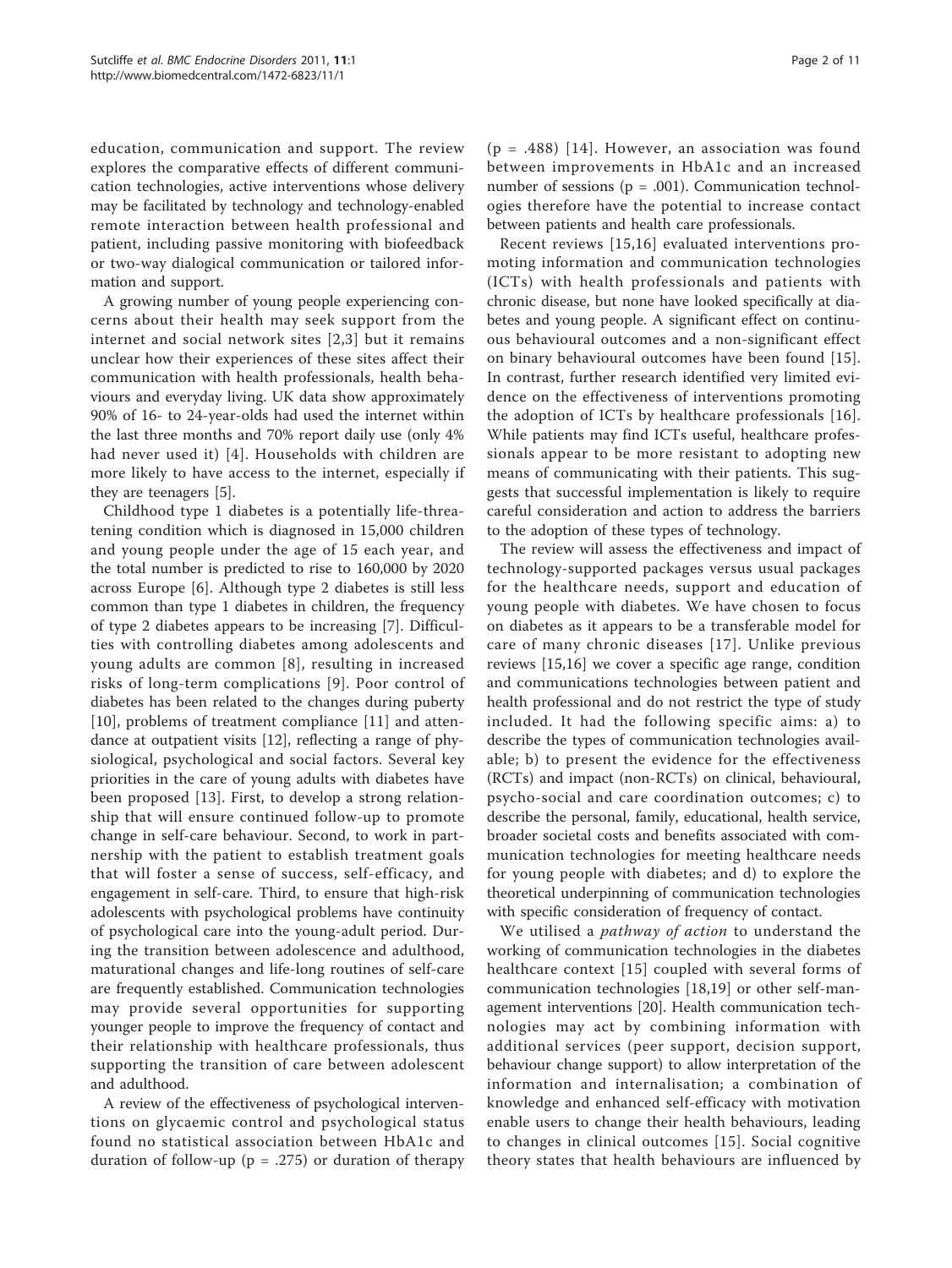education, communication and support. The review explores the comparative effects of different communication technologies, active interventions whose delivery may be facilitated by technology and technology-enabled remote interaction between health professional and patient, including passive monitoring with biofeedback or two-way dialogical communication or tailored information and support.

A growing number of young people experiencing concerns about their health may seek support from the internet and social network sites [2,3] but it remains unclear how their experiences of these sites affect their communication with health professionals, health behaviours and everyday living. UK data show approximately 90% of 16- to 24-year-olds had used the internet within the last three months and 70% report daily use (only 4% had never used it) [4]. Households with children are more likely to have access to the internet, especially if they are teenagers [5].

Childhood type 1 diabetes is a potentially life-threatening condition which is diagnosed in 15,000 children and young people under the age of 15 each year, and the total number is predicted to rise to 160,000 by 2020 across Europe [6]. Although type 2 diabetes is still less common than type 1 diabetes in children, the frequency of type 2 diabetes appears to be increasing [7]. Difficulties with controlling diabetes among adolescents and young adults are common [8], resulting in increased risks of long-term complications [9]. Poor control of diabetes has been related to the changes during puberty [10], problems of treatment compliance [11] and attendance at outpatient visits [12], reflecting a range of physiological, psychological and social factors. Several key priorities in the care of young adults with diabetes have been proposed [13]. First, to develop a strong relationship that will ensure continued follow-up to promote change in self-care behaviour. Second, to work in partnership with the patient to establish treatment goals that will foster a sense of success, self-efficacy, and engagement in self-care. Third, to ensure that high-risk adolescents with psychological problems have continuity of psychological care into the young-adult period. During the transition between adolescence and adulthood, maturational changes and life-long routines of self-care are frequently established. Communication technologies may provide several opportunities for supporting younger people to improve the frequency of contact and their relationship with healthcare professionals, thus supporting the transition of care between adolescent and adulthood.

A review of the effectiveness of psychological interventions on glycaemic control and psychological status found no statistical association between HbA1c and duration of follow-up ($p = .275$) or duration of therapy ($p = .488$) [14]. However, an association was found between improvements in HbA1c and an increased number of sessions ($p = .001$). Communication technologies therefore have the potential to increase contact between patients and health care professionals.

Recent reviews [15,16] evaluated interventions promoting information and communication technologies (ICTs) with health professionals and patients with chronic disease, but none have looked specifically at diabetes and young people. A significant effect on continuous behavioural outcomes and a non-significant effect on binary behavioural outcomes have been found [15]. In contrast, further research identified very limited evidence on the effectiveness of interventions promoting the adoption of ICTs by healthcare professionals [16]. While patients may find ICTs useful, healthcare professionals appear to be more resistant to adopting new means of communicating with their patients. This suggests that successful implementation is likely to require careful consideration and action to address the barriers to the adoption of these types of technology.

The review will assess the effectiveness and impact of technology-supported packages versus usual packages for the healthcare needs, support and education of young people with diabetes. We have chosen to focus on diabetes as it appears to be a transferable model for care of many chronic diseases [17]. Unlike previous reviews [15,16] we cover a specific age range, condition and communications technologies between patient and health professional and do not restrict the type of study included. It had the following specific aims: a) to describe the types of communication technologies available; b) to present the evidence for the effectiveness (RCTs) and impact (non-RCTs) on clinical, behavioural, psycho-social and care coordination outcomes; c) to describe the personal, family, educational, health service, broader societal costs and benefits associated with communication technologies for meeting healthcare needs for young people with diabetes; and d) to explore the theoretical underpinning of communication technologies with specific consideration of frequency of contact.

We utilised a *pathway of action* to understand the working of communication technologies in the diabetes healthcare context [15] coupled with several forms of communication technologies [18,19] or other self-management interventions [20]. Health communication technologies may act by combining information with additional services (peer support, decision support, behaviour change support) to allow interpretation of the information and internalisation; a combination of knowledge and enhanced self-efficacy with motivation enable users to change their health behaviours, leading to changes in clinical outcomes [15]. Social cognitive theory states that health behaviours are influenced by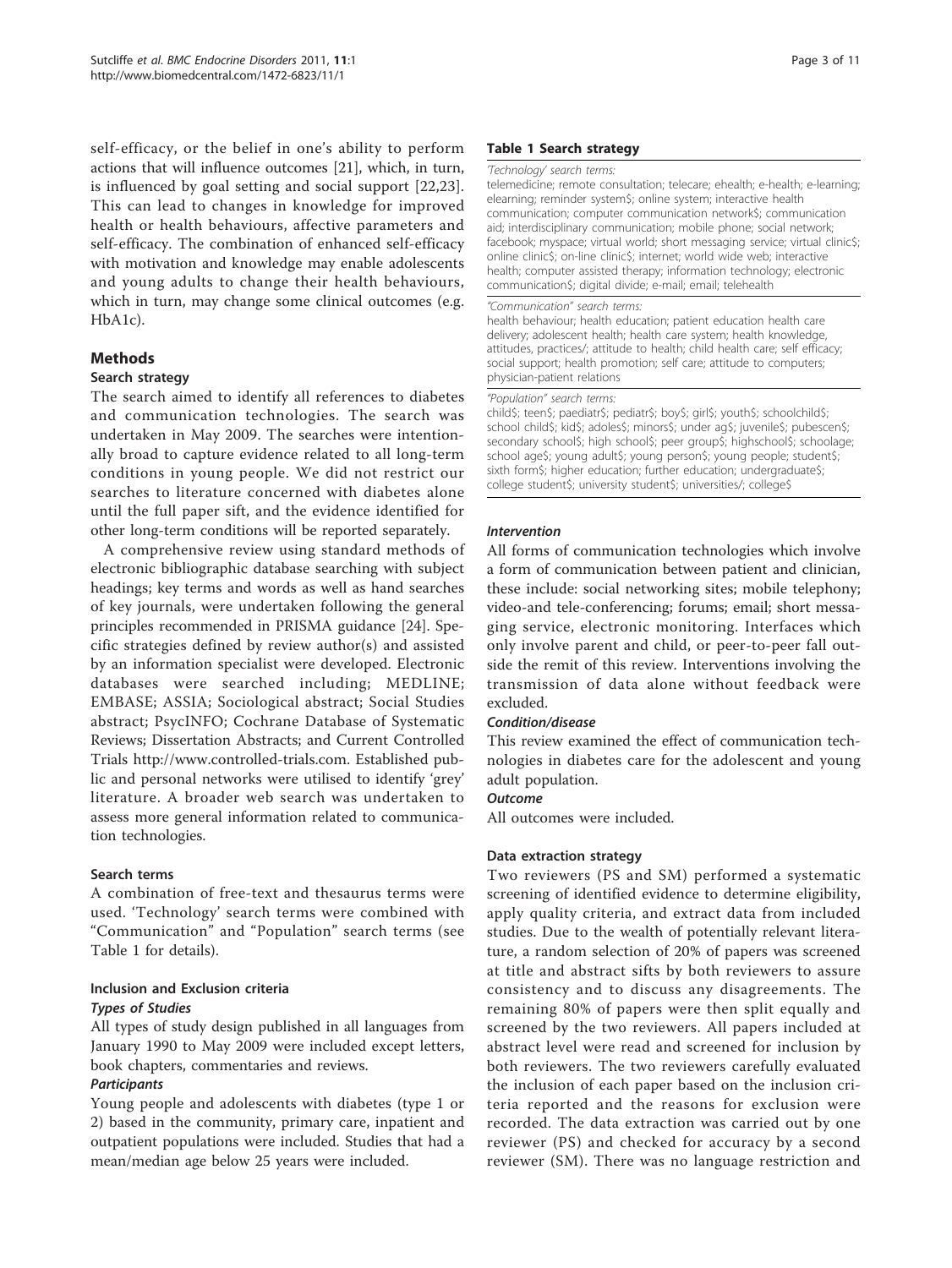self-efficacy, or the belief in one's ability to perform actions that will influence outcomes [21], which, in turn, is influenced by goal setting and social support [22,23]. This can lead to changes in knowledge for improved health or health behaviours, affective parameters and self-efficacy. The combination of enhanced self-efficacy with motivation and knowledge may enable adolescents and young adults to change their health behaviours, which in turn, may change some clinical outcomes (e.g. HbA1c).

## Methods

### Search strategy

The search aimed to identify all references to diabetes and communication technologies. The search was undertaken in May 2009. The searches were intentionally broad to capture evidence related to all long-term conditions in young people. We did not restrict our searches to literature concerned with diabetes alone until the full paper sift, and the evidence identified for other long-term conditions will be reported separately.

A comprehensive review using standard methods of electronic bibliographic database searching with subject headings; key terms and words as well as hand searches of key journals, were undertaken following the general principles recommended in PRISMA guidance [24]. Specific strategies defined by review author(s) and assisted by an information specialist were developed. Electronic databases were searched including; MEDLINE; EMBASE; ASSIA; Sociological abstract; Social Studies abstract; PsycINFO; Cochrane Database of Systematic Reviews; Dissertation Abstracts; and Current Controlled Trials http://www.controlled-trials.com. Established public and personal networks were utilised to identify 'grey' literature. A broader web search was undertaken to assess more general information related to communication technologies.

### Search terms

A combination of free-text and thesaurus terms were used. 'Technology' search terms were combined with "Communication" and "Population" search terms (see Table 1 for details).

### Inclusion and Exclusion criteria

#### *Types of Studies*

All types of study design published in all languages from January 1990 to May 2009 were included except letters, book chapters, commentaries and reviews.

#### *Participants*

Young people and adolescents with diabetes (type 1 or 2) based in the community, primary care, inpatient and outpatient populations were included. Studies that had a mean/median age below 25 years were included.

**Table 1 Search strategy**

| |
|---|
| *'Technology' search terms:* telemedicine; remote consultation; telecare; ehealth; e-health; e-learning; elearning; reminder system$; online system; interactive health communication; computer communication network$; communication aid; interdisciplinary communication; mobile phone; social network; facebook; myspace; virtual world; short messaging service; virtual clinic$; online clinic$; on-line clinic$; internet; world wide web; interactive health; computer assisted therapy; information technology; electronic communication$; digital divide; e-mail; email; telehealth |
| *"Communication" search terms:* health behaviour; health education; patient education health care delivery; adolescent health; health care system; health knowledge, attitudes, practices/; attitude to health; child health care; self efficacy; social support; health promotion; self care; attitude to computers; physician-patient relations |
| *"Population" search terms:* child$; teen$; paediatr$; pediatr$; boy$; girl$; youth$; schoolchild$; school child$; kid$; adoles$; minors$; under ag$; juvenile$; pubescen$; secondary school$; high school$; peer group$; highschool$; schoolage; school age$; young adult$; young person$; young people; student$; sixth form$; higher education; further education; undergraduate$; college student$; university student$; universities/; college$ |

#### *Intervention*

All forms of communication technologies which involve a form of communication between patient and clinician, these include: social networking sites; mobile telephony; video-and tele-conferencing; forums; email; short messaging service, electronic monitoring. Interfaces which only involve parent and child, or peer-to-peer fall outside the remit of this review. Interventions involving the transmission of data alone without feedback were excluded.

#### *Condition/disease*

This review examined the effect of communication technologies in diabetes care for the adolescent and young adult population.

#### *Outcome*

All outcomes were included.

### Data extraction strategy

Two reviewers (PS and SM) performed a systematic screening of identified evidence to determine eligibility, apply quality criteria, and extract data from included studies. Due to the wealth of potentially relevant literature, a random selection of 20% of papers was screened at title and abstract sifts by both reviewers to assure consistency and to discuss any disagreements. The remaining 80% of papers were then split equally and screened by the two reviewers. All papers included at abstract level were read and screened for inclusion by both reviewers. The two reviewers carefully evaluated the inclusion of each paper based on the inclusion criteria reported and the reasons for exclusion were recorded. The data extraction was carried out by one reviewer (PS) and checked for accuracy by a second reviewer (SM). There was no language restriction and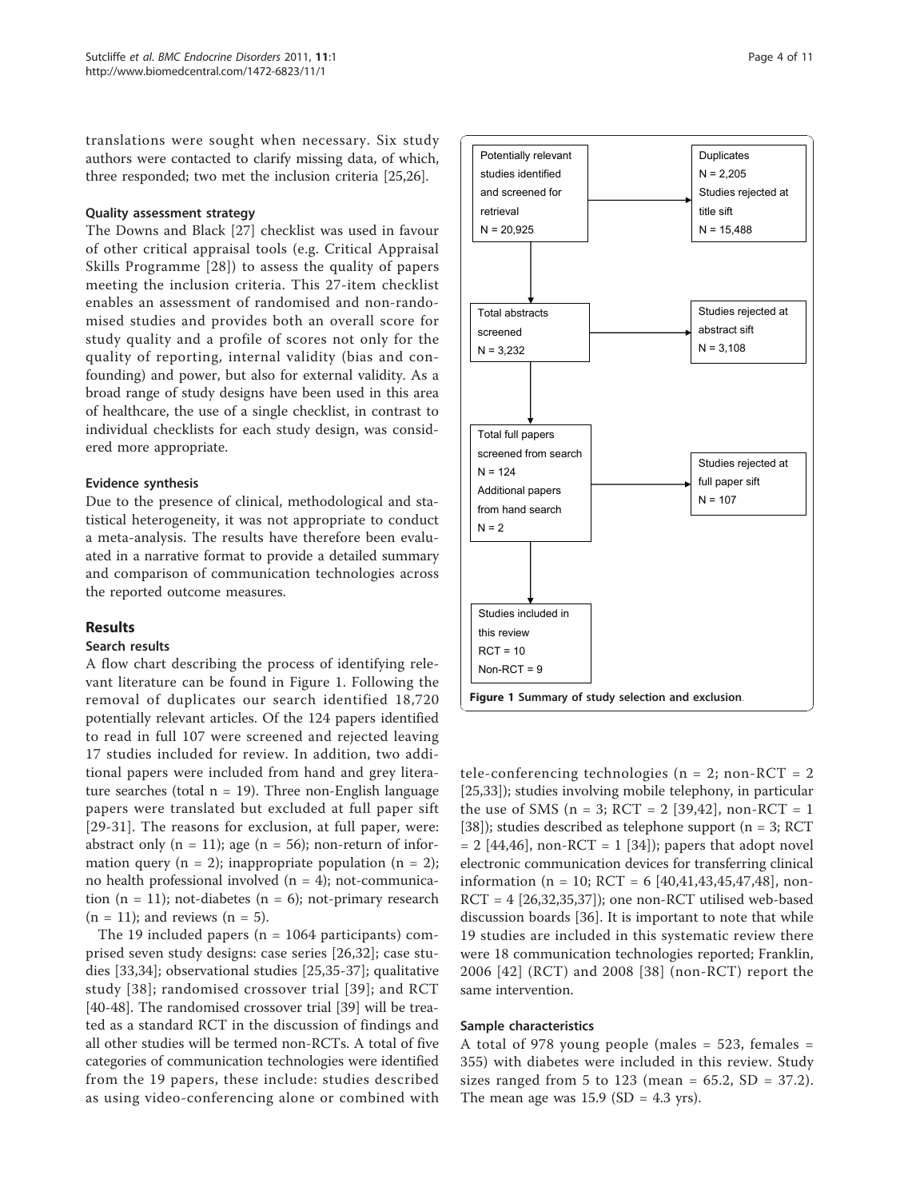translations were sought when necessary. Six study authors were contacted to clarify missing data, of which, three responded; two met the inclusion criteria [25,26].

#### Quality assessment strategy

The Downs and Black [27] checklist was used in favour of other critical appraisal tools (e.g. Critical Appraisal Skills Programme [28]) to assess the quality of papers meeting the inclusion criteria. This 27-item checklist enables an assessment of randomised and non-randomised studies and provides both an overall score for study quality and a profile of scores not only for the quality of reporting, internal validity (bias and confounding) and power, but also for external validity. As a broad range of study designs have been used in this area of healthcare, the use of a single checklist, in contrast to individual checklists for each study design, was considered more appropriate.

#### Evidence synthesis

Due to the presence of clinical, methodological and statistical heterogeneity, it was not appropriate to conduct a meta-analysis. The results have therefore been evaluated in a narrative format to provide a detailed summary and comparison of communication technologies across the reported outcome measures.

## Results

#### Search results

A flow chart describing the process of identifying relevant literature can be found in Figure 1. Following the removal of duplicates our search identified 18,720 potentially relevant articles. Of the 124 papers identified to read in full 107 were screened and rejected leaving 17 studies included for review. In addition, two additional papers were included from hand and grey literature searches (total n = 19). Three non-English language papers were translated but excluded at full paper sift [29-31]. The reasons for exclusion, at full paper, were: abstract only (n = 11); age (n = 56); non-return of information query (n = 2); inappropriate population (n = 2); no health professional involved (n = 4); not-communication (n = 11); not-diabetes (n = 6); not-primary research (n = 11); and reviews (n = 5).

The 19 included papers (n = 1064 participants) comprised seven study designs: case series [26,32]; case studies [33,34]; observational studies [25,35-37]; qualitative study [38]; randomised crossover trial [39]; and RCT [40-48]. The randomised crossover trial [39] will be treated as a standard RCT in the discussion of findings and all other studies will be termed non-RCTs. A total of five categories of communication technologies were identified from the 19 papers, these include: studies described as using video-conferencing alone or combined with

Potentially relevant studies identified and screened for retrieval
N = 20,925

Duplicates
N = 2,205
Studies rejected at title sift
N = 15,488

Total abstracts screened
N = 3,232

Studies rejected at abstract sift
N = 3,108

Total full papers screened from search
N = 124
Additional papers from hand search
N = 2

Studies rejected at full paper sift
N = 107

Studies included in this review
RCT = 10
Non-RCT = 9

**Figure 1 Summary of study selection and exclusion**.

tele-conferencing technologies (n = 2; non-RCT = 2 [25,33]); studies involving mobile telephony, in particular the use of SMS (n = 3; RCT = 2 [39,42], non-RCT = 1 [38]); studies described as telephone support (n = 3; RCT = 2 [44,46], non-RCT = 1 [34]); papers that adopt novel electronic communication devices for transferring clinical information (n = 10; RCT = 6 [40,41,43,45,47,48], non-RCT = 4 [26,32,35,37]); one non-RCT utilised web-based discussion boards [36]. It is important to note that while 19 studies are included in this systematic review there were 18 communication technologies reported; Franklin, 2006 [42] (RCT) and 2008 [38] (non-RCT) report the same intervention.

#### Sample characteristics

A total of 978 young people (males = 523, females = 355) with diabetes were included in this review. Study sizes ranged from 5 to 123 (mean = 65.2, SD = 37.2). The mean age was 15.9 (SD = 4.3 yrs).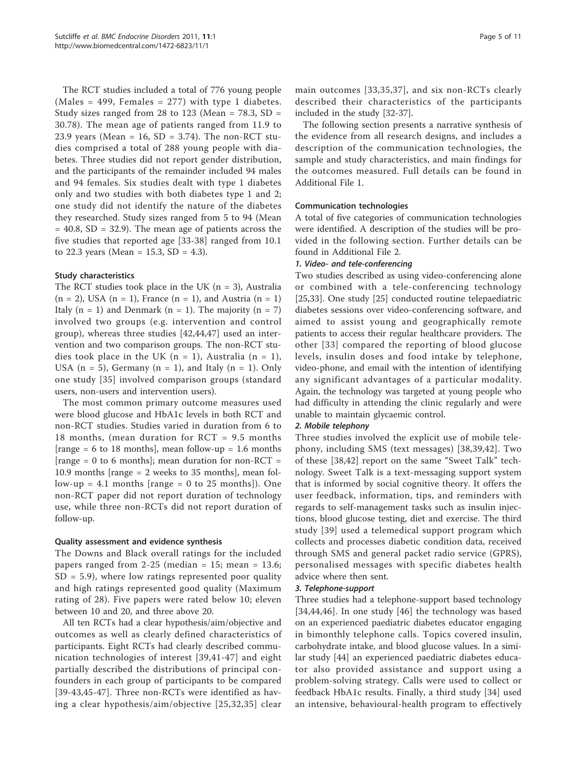The RCT studies included a total of 776 young people (Males = 499, Females = 277) with type 1 diabetes. Study sizes ranged from 28 to 123 (Mean = 78.3, SD = 30.78). The mean age of patients ranged from 11.9 to 23.9 years (Mean = 16, SD = 3.74). The non-RCT studies comprised a total of 288 young people with diabetes. Three studies did not report gender distribution, and the participants of the remainder included 94 males and 94 females. Six studies dealt with type 1 diabetes only and two studies with both diabetes type 1 and 2; one study did not identify the nature of the diabetes they researched. Study sizes ranged from 5 to 94 (Mean = 40.8, SD = 32.9). The mean age of patients across the five studies that reported age [33-38] ranged from 10.1 to 22.3 years (Mean = 15.3, SD = 4.3).

### Study characteristics

The RCT studies took place in the UK (n = 3), Australia (n = 2), USA (n = 1), France (n = 1), and Austria (n = 1) Italy (n = 1) and Denmark (n = 1). The majority (n = 7) involved two groups (e.g. intervention and control group), whereas three studies [42,44,47] used an intervention and two comparison groups. The non-RCT studies took place in the UK (n = 1), Australia (n = 1), USA (n = 5), Germany (n = 1), and Italy (n = 1). Only one study [35] involved comparison groups (standard users, non-users and intervention users).

The most common primary outcome measures used were blood glucose and HbA1c levels in both RCT and non-RCT studies. Studies varied in duration from 6 to 18 months, (mean duration for RCT = 9.5 months [range = 6 to 18 months], mean follow-up = 1.6 months [range = 0 to 6 months]; mean duration for non-RCT = 10.9 months [range = 2 weeks to 35 months], mean follow-up = 4.1 months [range = 0 to 25 months]). One non-RCT paper did not report duration of technology use, while three non-RCTs did not report duration of follow-up.

### Quality assessment and evidence synthesis

The Downs and Black overall ratings for the included papers ranged from 2-25 (median = 15; mean = 13.6; SD = 5.9), where low ratings represented poor quality and high ratings represented good quality (Maximum rating of 28). Five papers were rated below 10; eleven between 10 and 20, and three above 20.

All ten RCTs had a clear hypothesis/aim/objective and outcomes as well as clearly defined characteristics of participants. Eight RCTs had clearly described communication technologies of interest [39,41-47] and eight partially described the distributions of principal confounders in each group of participants to be compared [39-43,45-47]. Three non-RCTs were identified as having a clear hypothesis/aim/objective [25,32,35] clear main outcomes [33,35,37], and six non-RCTs clearly described their characteristics of the participants included in the study [32-37].

The following section presents a narrative synthesis of the evidence from all research designs, and includes a description of the communication technologies, the sample and study characteristics, and main findings for the outcomes measured. Full details can be found in Additional File 1.

### Communication technologies

A total of five categories of communication technologies were identified. A description of the studies will be provided in the following section. Further details can be found in Additional File 2.

#### *1. Video- and tele-conferencing*

Two studies described as using video-conferencing alone or combined with a tele-conferencing technology [25,33]. One study [25] conducted routine telepaediatric diabetes sessions over video-conferencing software, and aimed to assist young and geographically remote patients to access their regular healthcare providers. The other [33] compared the reporting of blood glucose levels, insulin doses and food intake by telephone, video-phone, and email with the intention of identifying any significant advantages of a particular modality. Again, the technology was targeted at young people who had difficulty in attending the clinic regularly and were unable to maintain glycaemic control.

#### *2. Mobile telephony*

Three studies involved the explicit use of mobile telephony, including SMS (text messages) [38,39,42]. Two of these [38,42] report on the same "Sweet Talk" technology. Sweet Talk is a text-messaging support system that is informed by social cognitive theory. It offers the user feedback, information, tips, and reminders with regards to self-management tasks such as insulin injections, blood glucose testing, diet and exercise. The third study [39] used a telemedical support program which collects and processes diabetic condition data, received through SMS and general packet radio service (GPRS), personalised messages with specific diabetes health advice where then sent.

#### *3. Telephone-support*

Three studies had a telephone-support based technology [34,44,46]. In one study [46] the technology was based on an experienced paediatric diabetes educator engaging in bimonthly telephone calls. Topics covered insulin, carbohydrate intake, and blood glucose values. In a similar study [44] an experienced paediatric diabetes educator also provided assistance and support using a problem-solving strategy. Calls were used to collect or feedback HbA1c results. Finally, a third study [34] used an intensive, behavioural-health program to effectively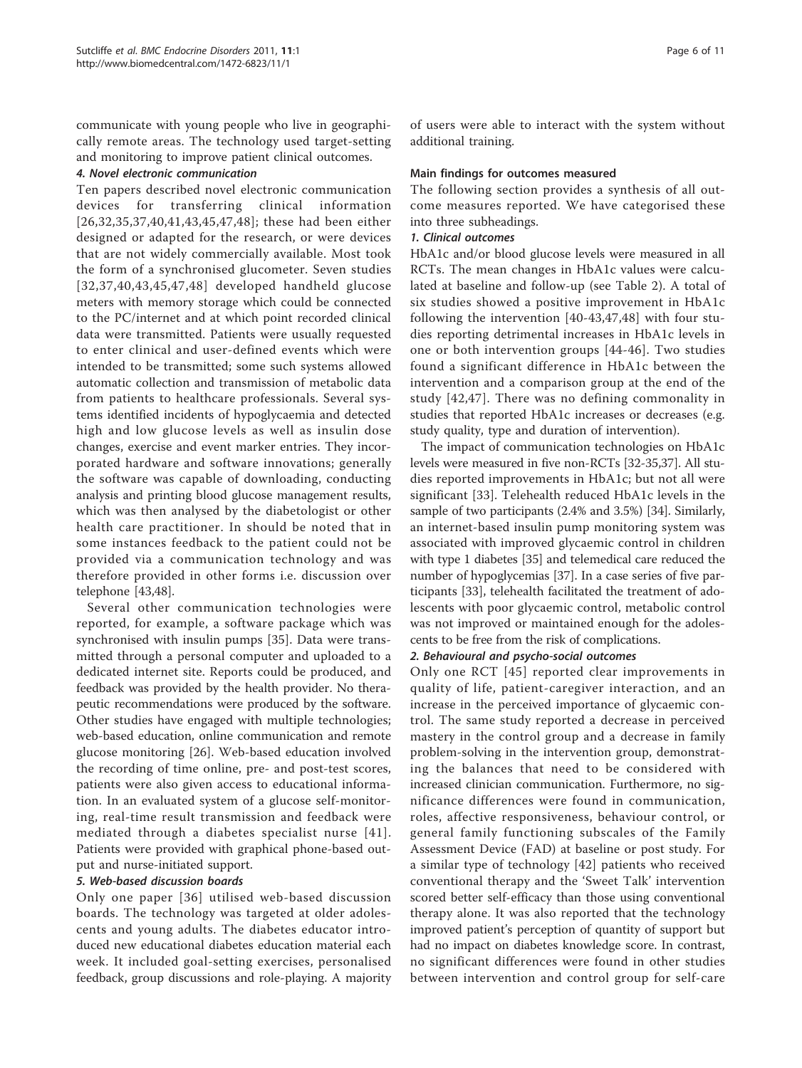communicate with young people who live in geographically remote areas. The technology used target-setting and monitoring to improve patient clinical outcomes.

#### *4. Novel electronic communication*

Ten papers described novel electronic communication devices for transferring clinical information [26,32,35,37,40,41,43,45,47,48]; these had been either designed or adapted for the research, or were devices that are not widely commercially available. Most took the form of a synchronised glucometer. Seven studies [32,37,40,43,45,47,48] developed handheld glucose meters with memory storage which could be connected to the PC/internet and at which point recorded clinical data were transmitted. Patients were usually requested to enter clinical and user-defined events which were intended to be transmitted; some such systems allowed automatic collection and transmission of metabolic data from patients to healthcare professionals. Several systems identified incidents of hypoglycaemia and detected high and low glucose levels as well as insulin dose changes, exercise and event marker entries. They incorporated hardware and software innovations; generally the software was capable of downloading, conducting analysis and printing blood glucose management results, which was then analysed by the diabetologist or other health care practitioner. In should be noted that in some instances feedback to the patient could not be provided via a communication technology and was therefore provided in other forms i.e. discussion over telephone [43,48].

Several other communication technologies were reported, for example, a software package which was synchronised with insulin pumps [35]. Data were transmitted through a personal computer and uploaded to a dedicated internet site. Reports could be produced, and feedback was provided by the health provider. No therapeutic recommendations were produced by the software. Other studies have engaged with multiple technologies; web-based education, online communication and remote glucose monitoring [26]. Web-based education involved the recording of time online, pre- and post-test scores, patients were also given access to educational information. In an evaluated system of a glucose self-monitoring, real-time result transmission and feedback were mediated through a diabetes specialist nurse [41]. Patients were provided with graphical phone-based output and nurse-initiated support.

#### *5. Web-based discussion boards*

Only one paper [36] utilised web-based discussion boards. The technology was targeted at older adolescents and young adults. The diabetes educator introduced new educational diabetes education material each week. It included goal-setting exercises, personalised feedback, group discussions and role-playing. A majority of users were able to interact with the system without additional training.

### Main findings for outcomes measured

The following section provides a synthesis of all outcome measures reported. We have categorised these into three subheadings.

#### *1. Clinical outcomes*

HbA1c and/or blood glucose levels were measured in all RCTs. The mean changes in HbA1c values were calculated at baseline and follow-up (see Table 2). A total of six studies showed a positive improvement in HbA1c following the intervention [40-43,47,48] with four studies reporting detrimental increases in HbA1c levels in one or both intervention groups [44-46]. Two studies found a significant difference in HbA1c between the intervention and a comparison group at the end of the study [42,47]. There was no defining commonality in studies that reported HbA1c increases or decreases (e.g. study quality, type and duration of intervention).

The impact of communication technologies on HbA1c levels were measured in five non-RCTs [32-35,37]. All studies reported improvements in HbA1c; but not all were significant [33]. Telehealth reduced HbA1c levels in the sample of two participants (2.4% and 3.5%) [34]. Similarly, an internet-based insulin pump monitoring system was associated with improved glycaemic control in children with type 1 diabetes [35] and telemedical care reduced the number of hypoglycemias [37]. In a case series of five participants [33], telehealth facilitated the treatment of adolescents with poor glycaemic control, metabolic control was not improved or maintained enough for the adolescents to be free from the risk of complications.

#### *2. Behavioural and psycho-social outcomes*

Only one RCT [45] reported clear improvements in quality of life, patient-caregiver interaction, and an increase in the perceived importance of glycaemic control. The same study reported a decrease in perceived mastery in the control group and a decrease in family problem-solving in the intervention group, demonstrating the balances that need to be considered with increased clinician communication. Furthermore, no significance differences were found in communication, roles, affective responsiveness, behaviour control, or general family functioning subscales of the Family Assessment Device (FAD) at baseline or post study. For a similar type of technology [42] patients who received conventional therapy and the 'Sweet Talk' intervention scored better self-efficacy than those using conventional therapy alone. It was also reported that the technology improved patient's perception of quantity of support but had no impact on diabetes knowledge score. In contrast, no significant differences were found in other studies between intervention and control group for self-care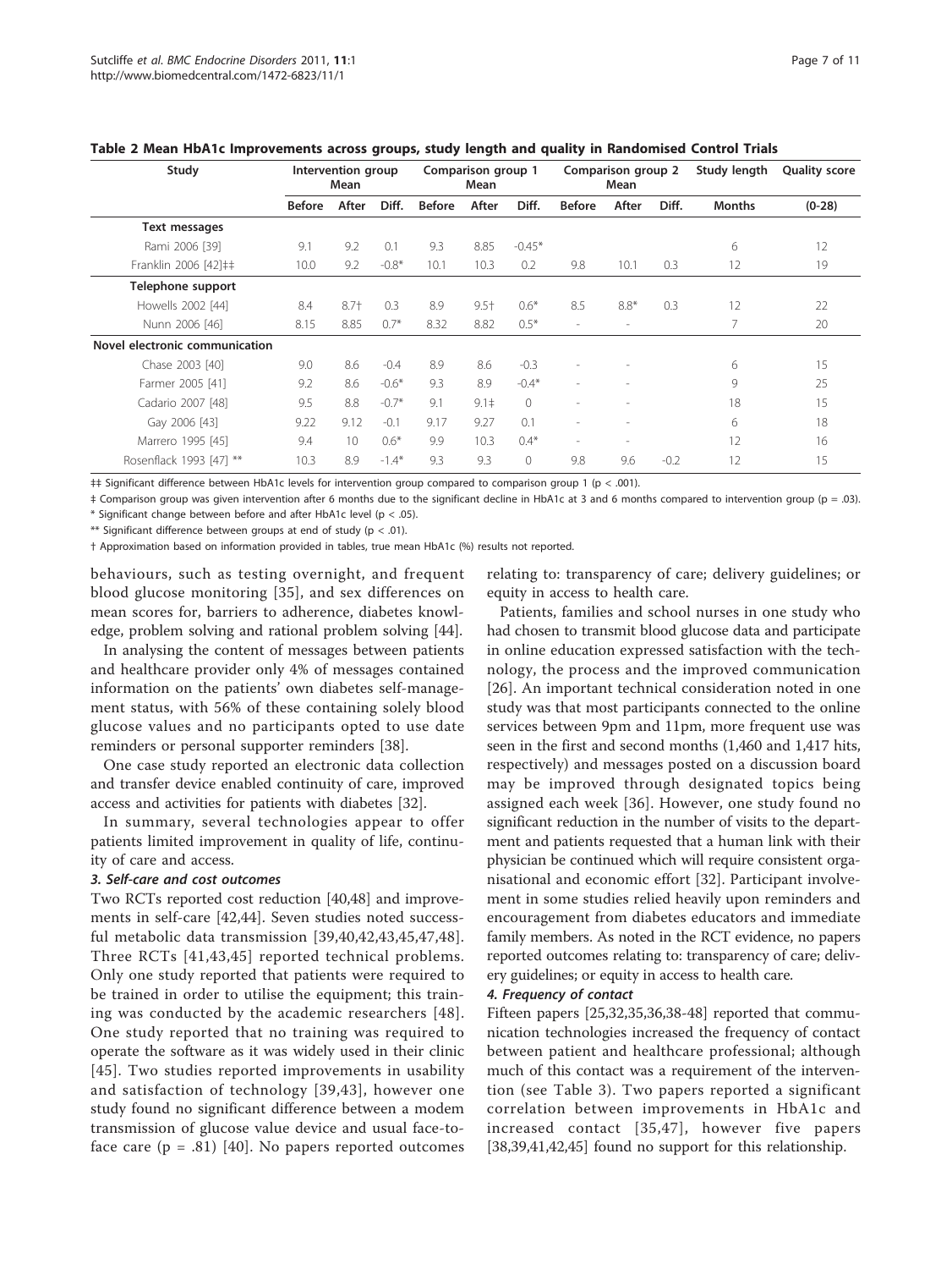**Table 2 Mean HbA1c Improvements across groups, study length and quality in Randomised Control Trials**

| Study | Intervention group Mean | | | Comparison group 1 Mean | | | Comparison group 2 Mean | | | Study length | Quality score |
|---|---|---|---|---|---|---|---|---|---|---|---|
| | Before | After | Diff. | Before | After | Diff. | Before | After | Diff. | Months | (0-28) |
| **Text messages** | | | | | | | | | | | |
| Rami 2006 [39] | 9.1 | 9.2 | 0.1 | 9.3 | 8.85 | -0.45* | | | | 6 | 12 |
| Franklin 2006 [42]‡‡ | 10.0 | 9.2 | -0.8* | 10.1 | 10.3 | 0.2 | 9.8 | 10.1 | 0.3 | 12 | 19 |
| **Telephone support** | | | | | | | | | | | |
| Howells 2002 [44] | 8.4 | 8.7† | 0.3 | 8.9 | 9.5† | 0.6* | 8.5 | 8.8* | 0.3 | 12 | 22 |
| Nunn 2006 [46] | 8.15 | 8.85 | 0.7* | 8.32 | 8.82 | 0.5* | - | - | | 7 | 20 |
| **Novel electronic communication** | | | | | | | | | | | |
| Chase 2003 [40] | 9.0 | 8.6 | -0.4 | 8.9 | 8.6 | -0.3 | - | - | | 6 | 15 |
| Farmer 2005 [41] | 9.2 | 8.6 | -0.6* | 9.3 | 8.9 | -0.4* | - | - | | 9 | 25 |
| Cadario 2007 [48] | 9.5 | 8.8 | -0.7* | 9.1 | 9.1‡ | 0 | - | - | | 18 | 15 |
| Gay 2006 [43] | 9.22 | 9.12 | -0.1 | 9.17 | 9.27 | 0.1 | - | - | | 6 | 18 |
| Marrero 1995 [45] | 9.4 | 10 | 0.6* | 9.9 | 10.3 | 0.4* | - | - | | 12 | 16 |
| Rosenflack 1993 [47] ** | 10.3 | 8.9 | -1.4* | 9.3 | 9.3 | 0 | 9.8 | 9.6 | -0.2 | 12 | 15 |

‡‡ Significant difference between HbA1c levels for intervention group compared to comparison group 1 ($p < .001$).

‡ Comparison group was given intervention after 6 months due to the significant decline in HbA1c at 3 and 6 months compared to intervention group ($p = .03$).

\* Significant change between before and after HbA1c level ($p < .05$).

** Significant difference between groups at end of study ($p < .01$).

† Approximation based on information provided in tables, true mean HbA1c (%) results not reported.

behaviours, such as testing overnight, and frequent blood glucose monitoring [35], and sex differences on mean scores for, barriers to adherence, diabetes knowledge, problem solving and rational problem solving [44].

In analysing the content of messages between patients and healthcare provider only 4% of messages contained information on the patients' own diabetes self-management status, with 56% of these containing solely blood glucose values and no participants opted to use date reminders or personal supporter reminders [38].

One case study reported an electronic data collection and transfer device enabled continuity of care, improved access and activities for patients with diabetes [32].

In summary, several technologies appear to offer patients limited improvement in quality of life, continuity of care and access.

#### *3. Self-care and cost outcomes*

Two RCTs reported cost reduction [40,48] and improvements in self-care [42,44]. Seven studies noted successful metabolic data transmission [39,40,42,43,45,47,48]. Three RCTs [41,43,45] reported technical problems. Only one study reported that patients were required to be trained in order to utilise the equipment; this training was conducted by the academic researchers [48]. One study reported that no training was required to operate the software as it was widely used in their clinic [45]. Two studies reported improvements in usability and satisfaction of technology [39,43], however one study found no significant difference between a modem transmission of glucose value device and usual face-to-face care ($p = .81$) [40]. No papers reported outcomes relating to: transparency of care; delivery guidelines; or equity in access to health care.

Patients, families and school nurses in one study who had chosen to transmit blood glucose data and participate in online education expressed satisfaction with the technology, the process and the improved communication [26]. An important technical consideration noted in one study was that most participants connected to the online services between 9pm and 11pm, more frequent use was seen in the first and second months (1,460 and 1,417 hits, respectively) and messages posted on a discussion board may be improved through designated topics being assigned each week [36]. However, one study found no significant reduction in the number of visits to the department and patients requested that a human link with their physician be continued which will require consistent organisational and economic effort [32]. Participant involvement in some studies relied heavily upon reminders and encouragement from diabetes educators and immediate family members. As noted in the RCT evidence, no papers reported outcomes relating to: transparency of care; delivery guidelines; or equity in access to health care.

#### *4. Frequency of contact*

Fifteen papers [25,32,35,36,38-48] reported that communication technologies increased the frequency of contact between patient and healthcare professional; although much of this contact was a requirement of the intervention (see Table 3). Two papers reported a significant correlation between improvements in HbA1c and increased contact [35,47], however five papers [38,39,41,42,45] found no support for this relationship.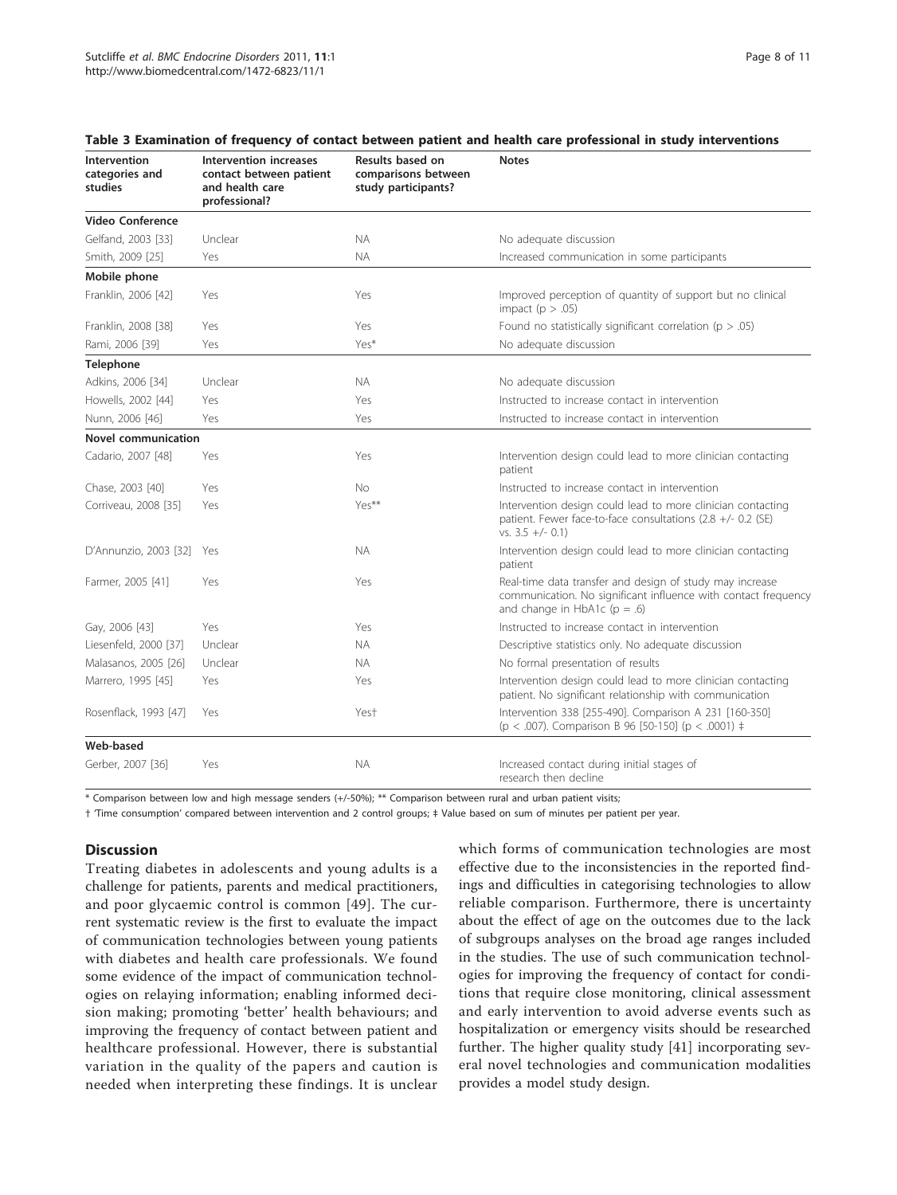**Table 3 Examination of frequency of contact between patient and health care professional in study interventions**

| Intervention categories and studies | Intervention increases contact between patient and health care professional? | Results based on comparisons between study participants? | Notes |
|---|---|---|---|
| **Video Conference** | | | |
| Gelfand, 2003 [33] | Unclear | NA | No adequate discussion |
| Smith, 2009 [25] | Yes | NA | Increased communication in some participants |
| **Mobile phone** | | | |
| Franklin, 2006 [42] | Yes | Yes | Improved perception of quantity of support but no clinical impact ($p > .05$) |
| Franklin, 2008 [38] | Yes | Yes | Found no statistically significant correlation ($p > .05$) |
| Rami, 2006 [39] | Yes | Yes* | No adequate discussion |
| **Telephone** | | | |
| Adkins, 2006 [34] | Unclear | NA | No adequate discussion |
| Howells, 2002 [44] | Yes | Yes | Instructed to increase contact in intervention |
| Nunn, 2006 [46] | Yes | Yes | Instructed to increase contact in intervention |
| **Novel communication** | | | |
| Cadario, 2007 [48] | Yes | Yes | Intervention design could lead to more clinician contacting patient |
| Chase, 2003 [40] | Yes | No | Instructed to increase contact in intervention |
| Corriveau, 2008 [35] | Yes | Yes** | Intervention design could lead to more clinician contacting patient. Fewer face-to-face consultations (2.8 +/- 0.2 (SE) vs. 3.5 +/- 0.1) |
| D'Annunzio, 2003 [32] | Yes | NA | Intervention design could lead to more clinician contacting patient |
| Farmer, 2005 [41] | Yes | Yes | Real-time data transfer and design of study may increase communication. No significant influence with contact frequency and change in HbA1c ($p = .6$) |
| Gay, 2006 [43] | Yes | Yes | Instructed to increase contact in intervention |
| Liesenfeld, 2000 [37] | Unclear | NA | Descriptive statistics only. No adequate discussion |
| Malasanos, 2005 [26] | Unclear | NA | No formal presentation of results |
| Marrero, 1995 [45] | Yes | Yes | Intervention design could lead to more clinician contacting patient. No significant relationship with communication |
| Rosenflack, 1993 [47] | Yes | Yes† | Intervention 338 [255-490]. Comparison A 231 [160-350] ($p < .007$). Comparison B 96 [50-150] ($p < .0001$) ‡ |
| **Web-based** | | | |
| Gerber, 2007 [36] | Yes | NA | Increased contact during initial stages of research then decline |

\* Comparison between low and high message senders (+/-50%); ** Comparison between rural and urban patient visits;

† 'Time consumption' compared between intervention and 2 control groups; ‡ Value based on sum of minutes per patient per year.

## Discussion

Treating diabetes in adolescents and young adults is a challenge for patients, parents and medical practitioners, and poor glycaemic control is common [49]. The current systematic review is the first to evaluate the impact of communication technologies between young patients with diabetes and health care professionals. We found some evidence of the impact of communication technologies on relaying information; enabling informed decision making; promoting 'better' health behaviours; and improving the frequency of contact between patient and healthcare professional. However, there is substantial variation in the quality of the papers and caution is needed when interpreting these findings. It is unclear which forms of communication technologies are most effective due to the inconsistencies in the reported findings and difficulties in categorising technologies to allow reliable comparison. Furthermore, there is uncertainty about the effect of age on the outcomes due to the lack of subgroups analyses on the broad age ranges included in the studies. The use of such communication technologies for improving the frequency of contact for conditions that require close monitoring, clinical assessment and early intervention to avoid adverse events such as hospitalization or emergency visits should be researched further. The higher quality study [41] incorporating several novel technologies and communication modalities provides a model study design.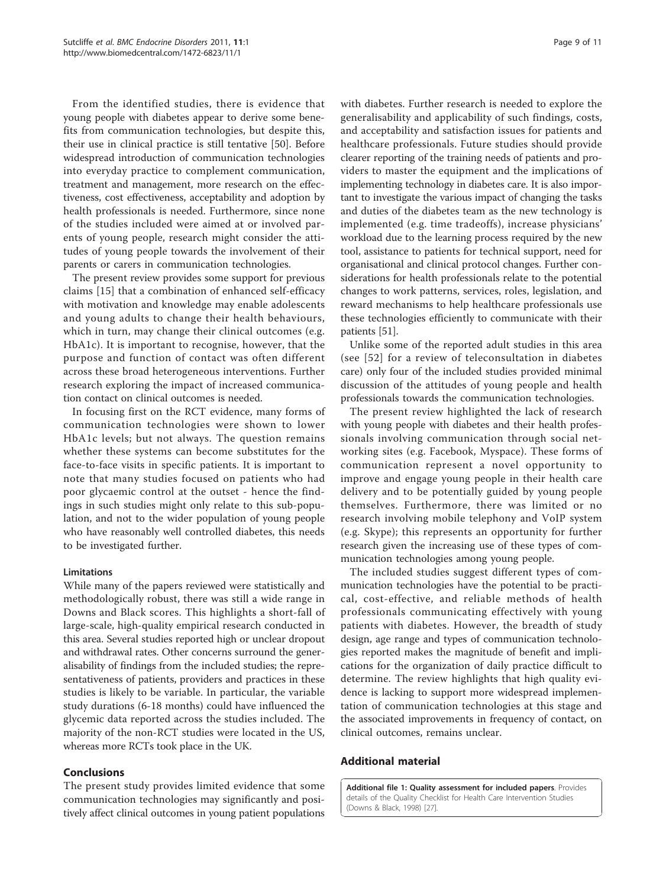From the identified studies, there is evidence that young people with diabetes appear to derive some benefits from communication technologies, but despite this, their use in clinical practice is still tentative [50]. Before widespread introduction of communication technologies into everyday practice to complement communication, treatment and management, more research on the effectiveness, cost effectiveness, acceptability and adoption by health professionals is needed. Furthermore, since none of the studies included were aimed at or involved parents of young people, research might consider the attitudes of young people towards the involvement of their parents or carers in communication technologies.

The present review provides some support for previous claims [15] that a combination of enhanced self-efficacy with motivation and knowledge may enable adolescents and young adults to change their health behaviours, which in turn, may change their clinical outcomes (e.g. HbA1c). It is important to recognise, however, that the purpose and function of contact was often different across these broad heterogeneous interventions. Further research exploring the impact of increased communication contact on clinical outcomes is needed.

In focusing first on the RCT evidence, many forms of communication technologies were shown to lower HbA1c levels; but not always. The question remains whether these systems can become substitutes for the face-to-face visits in specific patients. It is important to note that many studies focused on patients who had poor glycaemic control at the outset - hence the findings in such studies might only relate to this sub-population, and not to the wider population of young people who have reasonably well controlled diabetes, this needs to be investigated further.

#### Limitations

While many of the papers reviewed were statistically and methodologically robust, there was still a wide range in Downs and Black scores. This highlights a short-fall of large-scale, high-quality empirical research conducted in this area. Several studies reported high or unclear dropout and withdrawal rates. Other concerns surround the generalisability of findings from the included studies; the representativeness of patients, providers and practices in these studies is likely to be variable. In particular, the variable study durations (6-18 months) could have influenced the glycemic data reported across the studies included. The majority of the non-RCT studies were located in the US, whereas more RCTs took place in the UK.

## Conclusions

The present study provides limited evidence that some communication technologies may significantly and positively affect clinical outcomes in young patient populations with diabetes. Further research is needed to explore the generalisability and applicability of such findings, costs, and acceptability and satisfaction issues for patients and healthcare professionals. Future studies should provide clearer reporting of the training needs of patients and providers to master the equipment and the implications of implementing technology in diabetes care. It is also important to investigate the various impact of changing the tasks and duties of the diabetes team as the new technology is implemented (e.g. time tradeoffs), increase physicians' workload due to the learning process required by the new tool, assistance to patients for technical support, need for organisational and clinical protocol changes. Further considerations for health professionals relate to the potential changes to work patterns, services, roles, legislation, and reward mechanisms to help healthcare professionals use these technologies efficiently to communicate with their patients [51].

Unlike some of the reported adult studies in this area (see [52] for a review of teleconsultation in diabetes care) only four of the included studies provided minimal discussion of the attitudes of young people and health professionals towards the communication technologies.

The present review highlighted the lack of research with young people with diabetes and their health professionals involving communication through social networking sites (e.g. Facebook, Myspace). These forms of communication represent a novel opportunity to improve and engage young people in their health care delivery and to be potentially guided by young people themselves. Furthermore, there was limited or no research involving mobile telephony and VoIP system (e.g. Skype); this represents an opportunity for further research given the increasing use of these types of communication technologies among young people.

The included studies suggest different types of communication technologies have the potential to be practical, cost-effective, and reliable methods of health professionals communicating effectively with young patients with diabetes. However, the breadth of study design, age range and types of communication technologies reported makes the magnitude of benefit and implications for the organization of daily practice difficult to determine. The review highlights that high quality evidence is lacking to support more widespread implementation of communication technologies at this stage and the associated improvements in frequency of contact, on clinical outcomes, remains unclear.

## Additional material

**Additional file 1: Quality assessment for included papers**. Provides details of the Quality Checklist for Health Care Intervention Studies (Downs & Black, 1998) [27].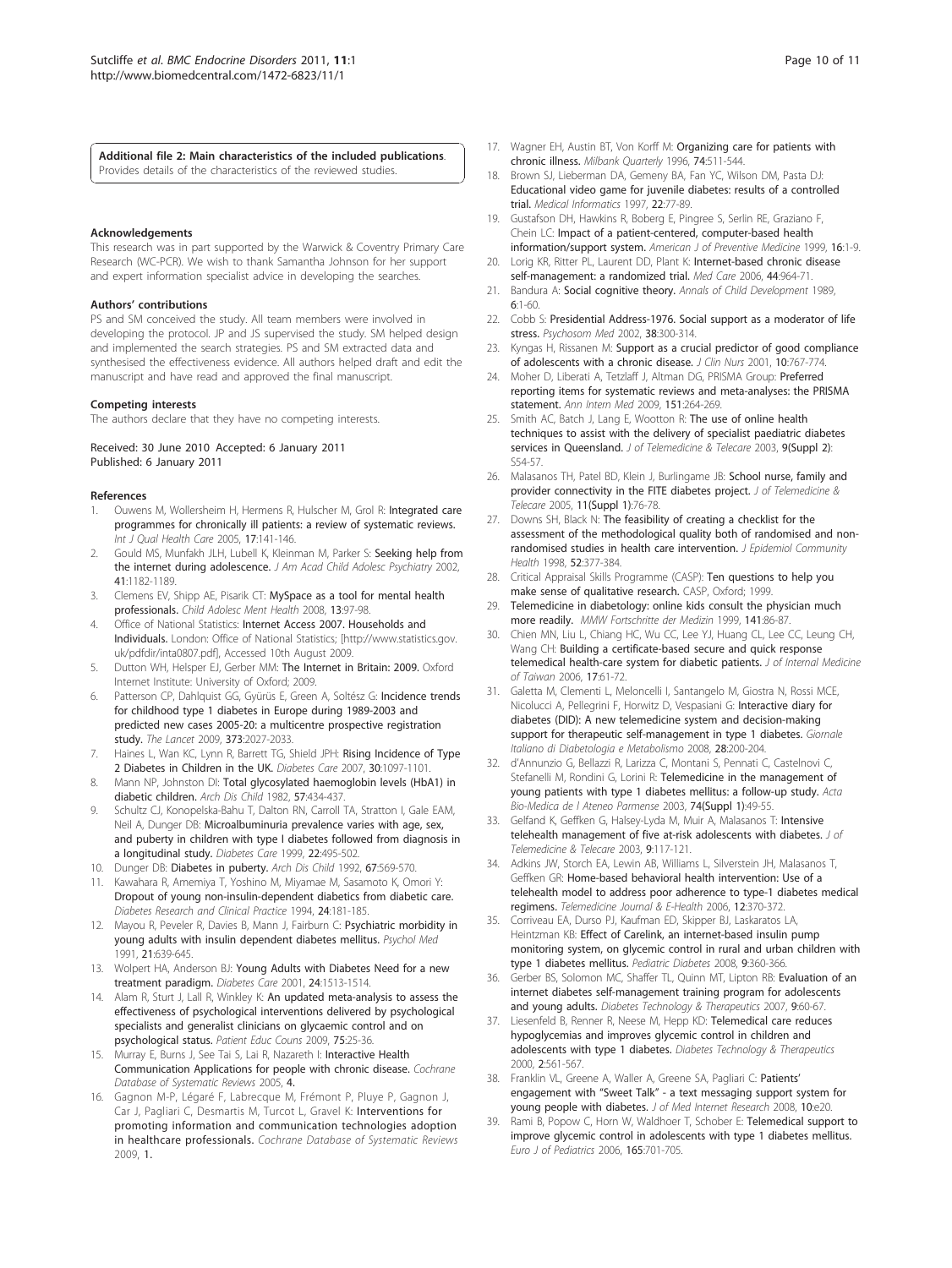**Additional file 2: Main characteristics of the included publications.** Provides details of the characteristics of the reviewed studies.

#### Acknowledgements

This research was in part supported by the Warwick & Coventry Primary Care Research (WC-PCR). We wish to thank Samantha Johnson for her support and expert information specialist advice in developing the searches.

#### Authors' contributions

PS and SM conceived the study. All team members were involved in developing the protocol. JP and JS supervised the study. SM helped design and implemented the search strategies. PS and SM extracted data and synthesised the effectiveness evidence. All authors helped draft and edit the manuscript and have read and approved the final manuscript.

#### Competing interests

The authors declare that they have no competing interests.

Received: 30 June 2010 Accepted: 6 January 2011
Published: 6 January 2011

#### References

1. Ouwens M, Wollersheim H, Hermens R, Hulscher M, Grol R: **Integrated care programmes for chronically ill patients: a review of systematic reviews.** *Int J Qual Health Care* 2005, **17**:141-146.
2. Gould MS, Munfakh JLH, Lubell K, Kleinman M, Parker S: **Seeking help from the internet during adolescence.** *J Am Acad Child Adolesc Psychiatry* 2002, **41**:1182-1189.
3. Clemens EV, Shipp AE, Pisarik CT: **MySpace as a tool for mental health professionals.** *Child Adolesc Ment Health* 2008, **13**:97-98.
4. Office of National Statistics: **Internet Access 2007. Households and Individuals.** London: Office of National Statistics; [http://www.statistics.gov.uk/pdfdir/inta0807.pdf], Accessed 10th August 2009.
5. Dutton WH, Helsper EJ, Gerber MM: **The Internet in Britain: 2009.** Oxford Internet Institute: University of Oxford; 2009.
6. Patterson CP, Dahlquist GG, Gyürüs E, Green A, Soltész G: **Incidence trends for childhood type 1 diabetes in Europe during 1989-2003 and predicted new cases 2005-20: a multicentre prospective registration study.** *The Lancet* 2009, **373**:2027-2033.
7. Haines L, Wan KC, Lynn R, Barrett TG, Shield JPH: **Rising Incidence of Type 2 Diabetes in Children in the UK.** *Diabetes Care* 2007, **30**:1097-1101.
8. Mann NP, Johnston DI: **Total glycosylated haemoglobin levels (HbA1) in diabetic children.** *Arch Dis Child* 1982, **57**:434-437.
9. Schultz CJ, Konopelska-Bahu T, Dalton RN, Carroll TA, Stratton I, Gale EAM, Neil A, Dunger DB: **Microalbuminuria prevalence varies with age, sex, and puberty in children with type I diabetes followed from diagnosis in a longitudinal study.** *Diabetes Care* 1999, **22**:495-502.
10. Dunger DB: **Diabetes in puberty.** *Arch Dis Child* 1992, **67**:569-570.
11. Kawahara R, Amemiya T, Yoshino M, Miyamae M, Sasamoto K, Omori Y: **Dropout of young non-insulin-dependent diabetics from diabetic care.** *Diabetes Research and Clinical Practice* 1994, **24**:181-185.
12. Mayou R, Peveler R, Davies B, Mann J, Fairburn C: **Psychiatric morbidity in young adults with insulin dependent diabetes mellitus.** *Psychol Med* 1991, **21**:639-645.
13. Wolpert HA, Anderson BJ: **Young Adults with Diabetes Need for a new treatment paradigm.** *Diabetes Care* 2001, **24**:1513-1514.
14. Alam R, Sturt J, Lall R, Winkley K: **An updated meta-analysis to assess the effectiveness of psychological interventions delivered by psychological specialists and generalist clinicians on glycaemic control and on psychological status.** *Patient Educ Couns* 2009, **75**:25-36.
15. Murray E, Burns J, See Tai S, Lai R, Nazareth I: **Interactive Health Communication Applications for people with chronic disease.** *Cochrane Database of Systematic Reviews* 2005, **4.**
16. Gagnon M-P, Légaré F, Labrecque M, Frémont P, Pluye P, Gagnon J, Car J, Pagliari C, Desmartis M, Turcot L, Gravel K: **Interventions for promoting information and communication technologies adoption in healthcare professionals.** *Cochrane Database of Systematic Reviews* 2009, **1.**
17. Wagner EH, Austin BT, Von Korff M: **Organizing care for patients with chronic illness.** *Milbank Quarterly* 1996, **74**:511-544.
18. Brown SJ, Lieberman DA, Gemeny BA, Fan YC, Wilson DM, Pasta DJ: **Educational video game for juvenile diabetes: results of a controlled trial.** *Medical Informatics* 1997, **22**:77-89.
19. Gustafson DH, Hawkins R, Boberg E, Pingree S, Serlin RE, Graziano F, Chein LC: **Impact of a patient-centered, computer-based health information/support system.** *American J of Preventive Medicine* 1999, **16**:1-9.
20. Lorig KR, Ritter PL, Laurent DD, Plant K: **Internet-based chronic disease self-management: a randomized trial.** *Med Care* 2006, **44**:964-71.
21. Bandura A: **Social cognitive theory.** *Annals of Child Development* 1989, **6**:1-60.
22. Cobb S: **Presidential Address-1976. Social support as a moderator of life stress.** *Psychosom Med* 2002, **38**:300-314.
23. Kyngas H, Rissanen M: **Support as a crucial predictor of good compliance of adolescents with a chronic disease.** *J Clin Nurs* 2001, **10**:767-774.
24. Moher D, Liberati A, Tetzlaff J, Altman DG, PRISMA Group: **Preferred reporting items for systematic reviews and meta-analyses: the PRISMA statement.** *Ann Intern Med* 2009, **151**:264-269.
25. Smith AC, Batch J, Lang E, Wootton R: **The use of online health techniques to assist with the delivery of specialist paediatric diabetes services in Queensland.** *J of Telemedicine & Telecare* 2003, **9(Suppl 2)**: S54-57.
26. Malasanos TH, Patel BD, Klein J, Burlingame JB: **School nurse, family and provider connectivity in the FITE diabetes project.** *J of Telemedicine & Telecare* 2005, **11(Suppl 1)**:76-78.
27. Downs SH, Black N: **The feasibility of creating a checklist for the assessment of the methodological quality both of randomised and non-randomised studies in health care intervention.** *J Epidemiol Community Health* 1998, **52**:377-384.
28. Critical Appraisal Skills Programme (CASP): **Ten questions to help you make sense of qualitative research.** CASP, Oxford; 1999.
29. **Telemedicine in diabetology: online kids consult the physician much more readily.** *MMW Fortschritte der Medizin* 1999, **141**:86-87.
30. Chien MN, Liu L, Chiang HC, Wu CC, Lee YJ, Huang CL, Lee CC, Leung CH, Wang CH: **Building a certificate-based secure and quick response telemedical health-care system for diabetic patients.** *J of Internal Medicine of Taiwan* 2006, **17**:61-72.
31. Galetta M, Clementi L, Meloncelli I, Santangelo M, Giostra N, Rossi MCE, Nicolucci A, Pellegrini F, Horwitz D, Vespasiani G: **Interactive diary for diabetes (DID): A new telemedicine system and decision-making support for therapeutic self-management in type 1 diabetes.** *Giornale Italiano di Diabetologia e Metabolismo* 2008, **28**:200-204.
32. d'Annunzio G, Bellazzi R, Larizza C, Montani S, Pennati C, Castelnovi C, Stefanelli M, Rondini G, Lorini R: **Telemedicine in the management of young patients with type 1 diabetes mellitus: a follow-up study.** *Acta Bio-Medica de l Ateneo Parmense* 2003, **74(Suppl 1)**:49-55.
33. Gelfand K, Geffken G, Halsey-Lyda M, Muir A, Malasanos T: **Intensive telehealth management of five at-risk adolescents with diabetes.** *J of Telemedicine & Telecare* 2003, **9**:117-121.
34. Adkins JW, Storch EA, Lewin AB, Williams L, Silverstein JH, Malasanos T, Geffken GR: **Home-based behavioral health intervention: Use of a telehealth model to address poor adherence to type-1 diabetes medical regimens.** *Telemedicine Journal & E-Health* 2006, **12**:370-372.
35. Corriveau EA, Durso PJ, Kaufman ED, Skipper BJ, Laskaratos LA, Heintzman KB: **Effect of Carelink, an internet-based insulin pump monitoring system, on glycemic control in rural and urban children with type 1 diabetes mellitus.** *Pediatric Diabetes* 2008, **9**:360-366.
36. Gerber BS, Solomon MC, Shaffer TL, Quinn MT, Lipton RB: **Evaluation of an internet diabetes self-management training program for adolescents and young adults.** *Diabetes Technology & Therapeutics* 2007, **9**:60-67.
37. Liesenfeld B, Renner R, Neese M, Hepp KD: **Telemedical care reduces hypoglycemias and improves glycemic control in children and adolescents with type 1 diabetes.** *Diabetes Technology & Therapeutics* 2000, **2**:561-567.
38. Franklin VL, Greene A, Waller A, Greene SA, Pagliari C: **Patients' engagement with "Sweet Talk" - a text messaging support system for young people with diabetes.** *J of Med Internet Research* 2008, **10**:e20.
39. Rami B, Popow C, Horn W, Waldhoer T, Schober E: **Telemedical support to improve glycemic control in adolescents with type 1 diabetes mellitus.** *Euro J of Pediatrics* 2006, **165**:701-705.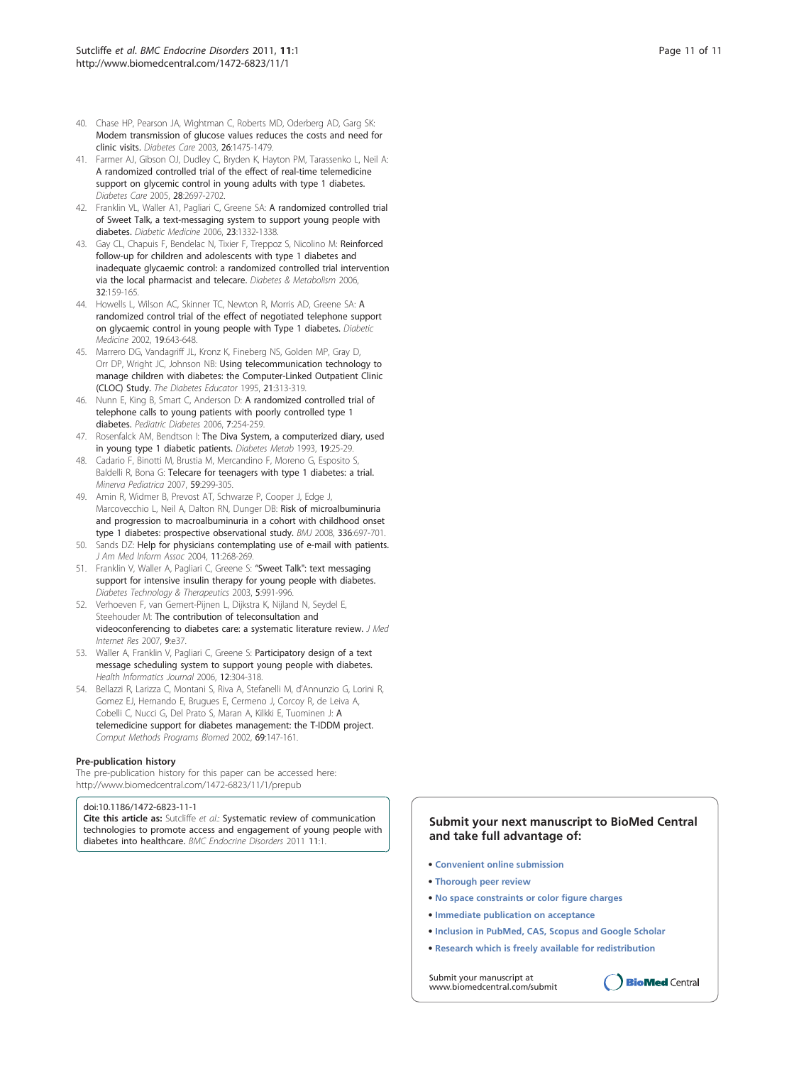40. Chase HP, Pearson JA, Wightman C, Roberts MD, Oderberg AD, Garg SK: Modem transmission of glucose values reduces the costs and need for clinic visits. *Diabetes Care* 2003, **26**:1475-1479.
41. Farmer AJ, Gibson OJ, Dudley C, Bryden K, Hayton PM, Tarassenko L, Neil A: A randomized controlled trial of the effect of real-time telemedicine support on glycemic control in young adults with type 1 diabetes. *Diabetes Care* 2005, **28**:2697-2702.
42. Franklin VL, Waller A1, Pagliari C, Greene SA: A randomized controlled trial of Sweet Talk, a text-messaging system to support young people with diabetes. *Diabetic Medicine* 2006, **23**:1332-1338.
43. Gay CL, Chapuis F, Bendelac N, Tixier F, Treppoz S, Nicolino M: Reinforced follow-up for children and adolescents with type 1 diabetes and inadequate glycaemic control: a randomized controlled trial intervention via the local pharmacist and telecare. *Diabetes & Metabolism* 2006, **32**:159-165.
44. Howells L, Wilson AC, Skinner TC, Newton R, Morris AD, Greene SA: A randomized control trial of the effect of negotiated telephone support on glycaemic control in young people with Type 1 diabetes. *Diabetic Medicine* 2002, **19**:643-648.
45. Marrero DG, Vandagriff JL, Kronz K, Fineberg NS, Golden MP, Gray D, Orr DP, Wright JC, Johnson NB: Using telecommunication technology to manage children with diabetes: the Computer-Linked Outpatient Clinic (CLOC) Study. *The Diabetes Educator* 1995, **21**:313-319.
46. Nunn E, King B, Smart C, Anderson D: A randomized controlled trial of telephone calls to young patients with poorly controlled type 1 diabetes. *Pediatric Diabetes* 2006, **7**:254-259.
47. Rosenfalck AM, Bendtson I: The Diva System, a computerized diary, used in young type 1 diabetic patients. *Diabetes Metab* 1993, **19**:25-29.
48. Cadario F, Binotti M, Brustia M, Mercandino F, Moreno G, Esposito S, Baldelli R, Bona G: Telecare for teenagers with type 1 diabetes: a trial. *Minerva Pediatrica* 2007, **59**:299-305.
49. Amin R, Widmer B, Prevost AT, Schwarze P, Cooper J, Edge J, Marcovecchio L, Neil A, Dalton RN, Dunger DB: Risk of microalbuminuria and progression to macroalbuminuria in a cohort with childhood onset type 1 diabetes: prospective observational study. *BMJ* 2008, **336**:697-701.
50. Sands DZ: Help for physicians contemplating use of e-mail with patients. *J Am Med Inform Assoc* 2004, **11**:268-269.
51. Franklin V, Waller A, Pagliari C, Greene S: "Sweet Talk": text messaging support for intensive insulin therapy for young people with diabetes. *Diabetes Technology & Therapeutics* 2003, **5**:991-996.
52. Verhoeven F, van Gemert-Pijnen L, Dijkstra K, Nijland N, Seydel E, Steehouder M: The contribution of teleconsultation and videoconferencing to diabetes care: a systematic literature review. *J Med Internet Res* 2007, **9**:e37.
53. Waller A, Franklin V, Pagliari C, Greene S: Participatory design of a text message scheduling system to support young people with diabetes. *Health Informatics Journal* 2006, **12**:304-318.
54. Bellazzi R, Larizza C, Montani S, Riva A, Stefanelli M, d'Annunzio G, Lorini R, Gomez EJ, Hernando E, Brugues E, Cermeno J, Corcoy R, de Leiva A, Cobelli C, Nucci G, Del Prato S, Maran A, Kilkki E, Tuominen J: A telemedicine support for diabetes management: the T-IDDM project. *Comput Methods Programs Biomed* 2002, **69**:147-161.

### Pre-publication history

The pre-publication history for this paper can be accessed here:
http://www.biomedcentral.com/1472-6823/11/1/prepub

doi:10.1186/1472-6823-11-1

**Cite this article as:** Sutcliffe *et al.*: Systematic review of communication technologies to promote access and engagement of young people with diabetes into healthcare. *BMC Endocrine Disorders* 2011 **11**:1.

**Submit your next manuscript to BioMed Central and take full advantage of:**

- Convenient online submission
- Thorough peer review
- No space constraints or color figure charges
- Immediate publication on acceptance
- Inclusion in PubMed, CAS, Scopus and Google Scholar
- Research which is freely available for redistribution

Submit your manuscript at
www.biomedcentral.com/submit

BioMed Central